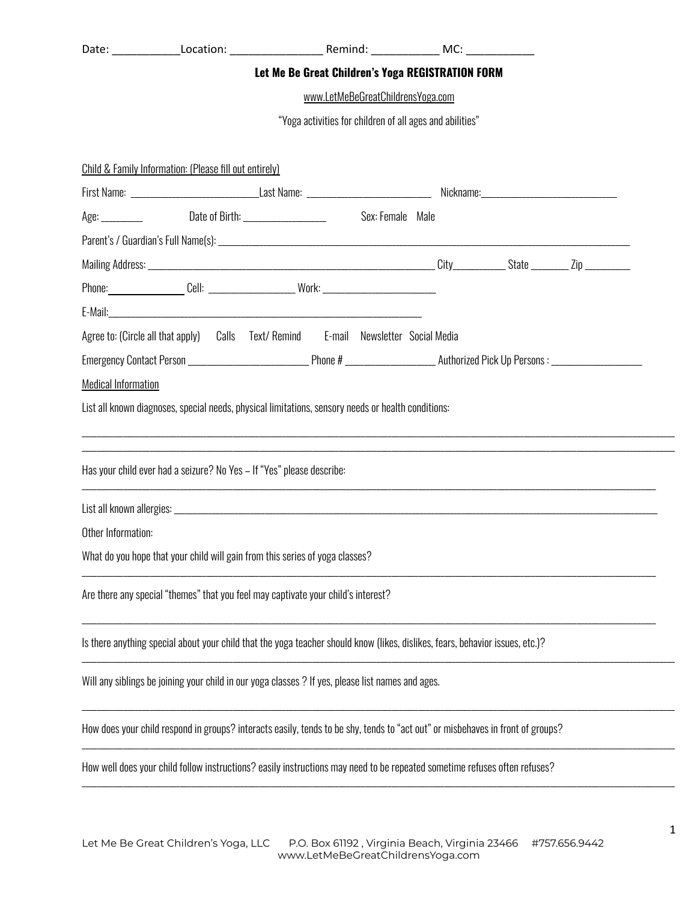Date: ___________Location: _______________ Remind: ___________ MC: ___________

**Let Me Be Great Children's Yoga REGISTRATION FORM**

www.LetMeBeGreatChildrensYoga.com

"Yoga activities for children of all ages and abilities"

Child & Family Information: (Please fill out entirely)

First Name: ________________________Last Name: _______________________ Nickname:__________________________

Age: ________ Date of Birth: ________________ Sex: Female Male

Parent's / Guardian's Full Name(s): ________________________________________________________________________________

Mailing Address: ________________________________________________________ City__________ State _______ Zip _________

Phone:______________ Cell: ________________ Work: ______________________

E-Mail:______________________________________________________________

Agree to: (Circle all that apply) Calls Text/ Remind E-mail Newsletter Social Media

Emergency Contact Person _______________________ Phone # _________________ Authorized Pick Up Persons : _________________

Medical Information

List all known diagnoses, special needs, physical limitations, sensory needs or health conditions:

______________________________________________________________________________________________________________

______________________________________________________________________________________________________________

Has your child ever had a seizure? No Yes – If "Yes" please describe:

______________________________________________________________________________________________________________

List all known allergies: ______________________________________________________________________________________________

Other Information:

What do you hope that your child will gain from this series of yoga classes?

______________________________________________________________________________________________________________

Are there any special "themes" that you feel may captivate your child's interest?

______________________________________________________________________________________________________________

Is there anything special about your child that the yoga teacher should know (likes, dislikes, fears, behavior issues, etc.)?

______________________________________________________________________________________________________________

Will any siblings be joining your child in our yoga classes ? If yes, please list names and ages.

______________________________________________________________________________________________________________

How does your child respond in groups? interacts easily, tends to be shy, tends to "act out" or misbehaves in front of groups?

______________________________________________________________________________________________________________

How well does your child follow instructions? easily instructions may need to be repeated sometime refuses often refuses?

______________________________________________________________________________________________________________

Let Me Be Great Children's Yoga, LLC P.O. Box 61192 , Virginia Beach, Virginia 23466 #757.656.9442
www.LetMeBeGreatChildrensYoga.com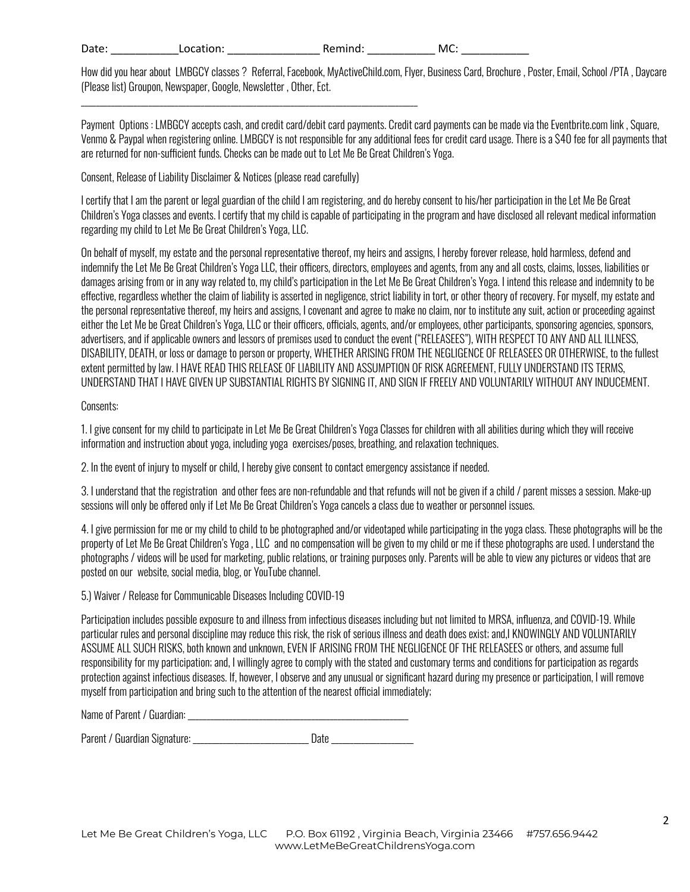Date: ___________Location: _______________ Remind: ___________ MC: ___________

How did you hear about LMBGCY classes ? Referral, Facebook, MyActiveChild.com, Flyer, Business Card, Brochure , Poster, Email, School /PTA , Daycare (Please list) Groupon, Newspaper, Google, Newsletter , Other, Ect.

_______________________________________________________________

Payment Options : LMBGCY accepts cash, and credit card/debit card payments. Credit card payments can be made via the Eventbrite.com link , Square, Venmo & Paypal when registering online. LMBGCY is not responsible for any additional fees for credit card usage. There is a $40 fee for all payments that are returned for non-sufficient funds. Checks can be made out to Let Me Be Great Children's Yoga.

Consent, Release of Liability Disclaimer & Notices (please read carefully)

I certify that I am the parent or legal guardian of the child I am registering, and do hereby consent to his/her participation in the Let Me Be Great Children's Yoga classes and events. I certify that my child is capable of participating in the program and have disclosed all relevant medical information regarding my child to Let Me Be Great Children's Yoga, LLC.

On behalf of myself, my estate and the personal representative thereof, my heirs and assigns, I hereby forever release, hold harmless, defend and indemnify the Let Me Be Great Children's Yoga LLC, their officers, directors, employees and agents, from any and all costs, claims, losses, liabilities or damages arising from or in any way related to, my child's participation in the Let Me Be Great Children's Yoga. I intend this release and indemnity to be effective, regardless whether the claim of liability is asserted in negligence, strict liability in tort, or other theory of recovery. For myself, my estate and the personal representative thereof, my heirs and assigns, I covenant and agree to make no claim, nor to institute any suit, action or proceeding against either the Let Me be Great Children's Yoga, LLC or their officers, officials, agents, and/or employees, other participants, sponsoring agencies, sponsors, advertisers, and if applicable owners and lessors of premises used to conduct the event ("RELEASEES"), WITH RESPECT TO ANY AND ALL ILLNESS, DISABILITY, DEATH, or loss or damage to person or property, WHETHER ARISING FROM THE NEGLIGENCE OF RELEASEES OR OTHERWISE, to the fullest extent permitted by law. I HAVE READ THIS RELEASE OF LIABILITY AND ASSUMPTION OF RISK AGREEMENT, FULLY UNDERSTAND ITS TERMS, UNDERSTAND THAT I HAVE GIVEN UP SUBSTANTIAL RIGHTS BY SIGNING IT, AND SIGN IF FREELY AND VOLUNTARILY WITHOUT ANY INDUCEMENT.

Consents:

1. I give consent for my child to participate in Let Me Be Great Children's Yoga Classes for children with all abilities during which they will receive information and instruction about yoga, including yoga exercises/poses, breathing, and relaxation techniques.

2. In the event of injury to myself or child, I hereby give consent to contact emergency assistance if needed.

3. I understand that the registration and other fees are non-refundable and that refunds will not be given if a child / parent misses a session. Make-up sessions will only be offered only if Let Me Be Great Children's Yoga cancels a class due to weather or personnel issues.

4. I give permission for me or my child to child to be photographed and/or videotaped while participating in the yoga class. These photographs will be the property of Let Me Be Great Children's Yoga , LLC and no compensation will be given to my child or me if these photographs are used. I understand the photographs / videos will be used for marketing, public relations, or training purposes only. Parents will be able to view any pictures or videos that are posted on our website, social media, blog, or YouTube channel.

5.) Waiver / Release for Communicable Diseases Including COVID-19

Participation includes possible exposure to and illness from infectious diseases including but not limited to MRSA, influenza, and COVID-19. While particular rules and personal discipline may reduce this risk, the risk of serious illness and death does exist; and,I KNOWINGLY AND VOLUNTARILY ASSUME ALL SUCH RISKS, both known and unknown, EVEN IF ARISING FROM THE NEGLIGENCE OF THE RELEASEES or others, and assume full responsibility for my participation; and, I willingly agree to comply with the stated and customary terms and conditions for participation as regards protection against infectious diseases. If, however, I observe and any unusual or significant hazard during my presence or participation, I will remove myself from participation and bring such to the attention of the nearest official immediately;

Name of Parent / Guardian: ___________________________________________

Parent / Guardian Signature: ______________________ Date ________________

Let Me Be Great Children's Yoga, LLC P.O. Box 61192 , Virginia Beach, Virginia 23466 #757.656.9442
www.LetMeBeGreatChildrensYoga.com